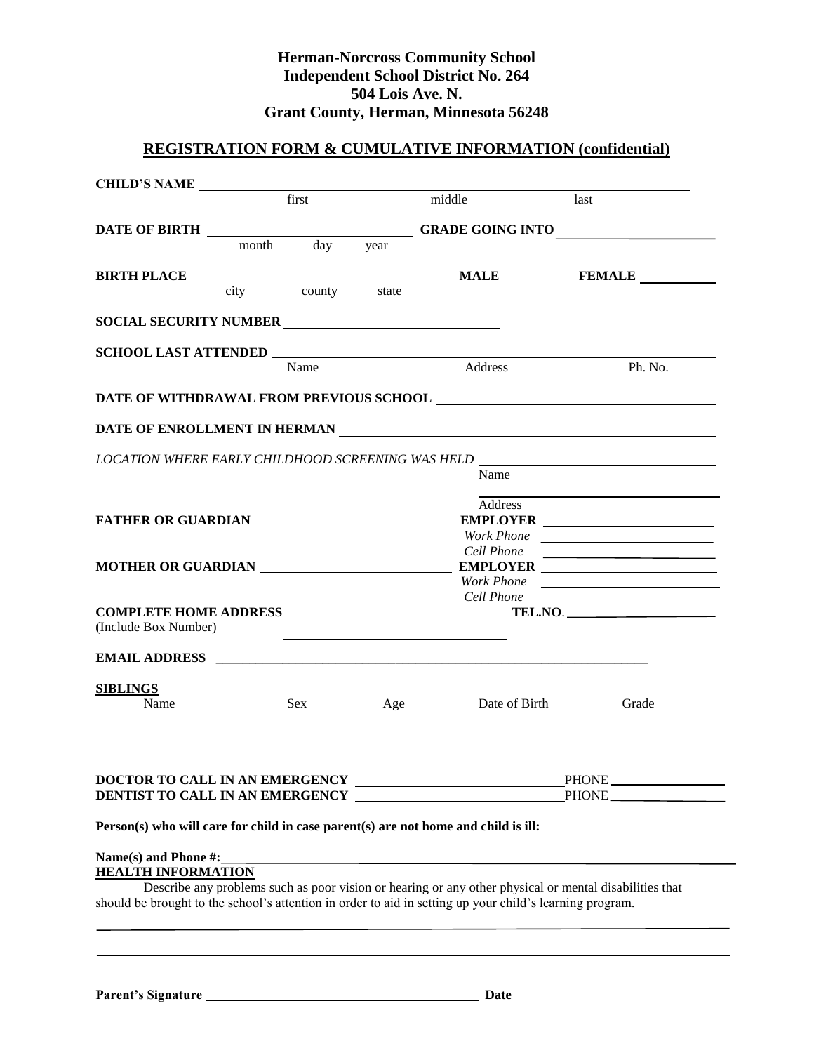**Herman-Norcross Community School**
**Independent School District No. 264**
**504 Lois Ave. N.**
**Grant County, Herman, Minnesota 56248**

## REGISTRATION FORM & CUMULATIVE INFORMATION (confidential)

**CHILD'S NAME** ______________________________________________
first middle last

**DATE OF BIRTH** ______________________ **GRADE GOING INTO** ______________
month day year

**BIRTH PLACE** ______________________ **MALE** ________ **FEMALE** ________
city county state

**SOCIAL SECURITY NUMBER** ______________________

**SCHOOL LAST ATTENDED** ______________________________________________
Name Address Ph. No.

**DATE OF WITHDRAWAL FROM PREVIOUS SCHOOL** ______________________

**DATE OF ENROLLMENT IN HERMAN** ______________________

*LOCATION WHERE EARLY CHILDHOOD SCREENING WAS HELD* ______________________
Name
______________________
Address

**FATHER OR GUARDIAN** ______________________ **EMPLOYER** ______________________
*Work Phone* ______________________
*Cell Phone* ______________________

**MOTHER OR GUARDIAN** ______________________ **EMPLOYER** ______________________
*Work Phone* ______________________
*Cell Phone* ______________________

**COMPLETE HOME ADDRESS** ______________________ **TEL.NO.** ______________________
(Include Box Number) ______________________

**EMAIL ADDRESS** ______________________________________________

**SIBLINGS**

| Name | Sex | Age | Date of Birth | Grade |
|---|---|---|---|---|
| | | | | |

**DOCTOR TO CALL IN AN EMERGENCY** ______________________ PHONE ______________
**DENTIST TO CALL IN AN EMERGENCY** ______________________ PHONE ______________

**Person(s) who will care for child in case parent(s) are not home and child is ill:**

**Name(s) and Phone #:** ______________________________________________

**HEALTH INFORMATION**

Describe any problems such as poor vision or hearing or any other physical or mental disabilities that should be brought to the school's attention in order to aid in setting up your child's learning program.

______________________________________________

______________________________________________

**Parent's Signature** ______________________ **Date** ______________________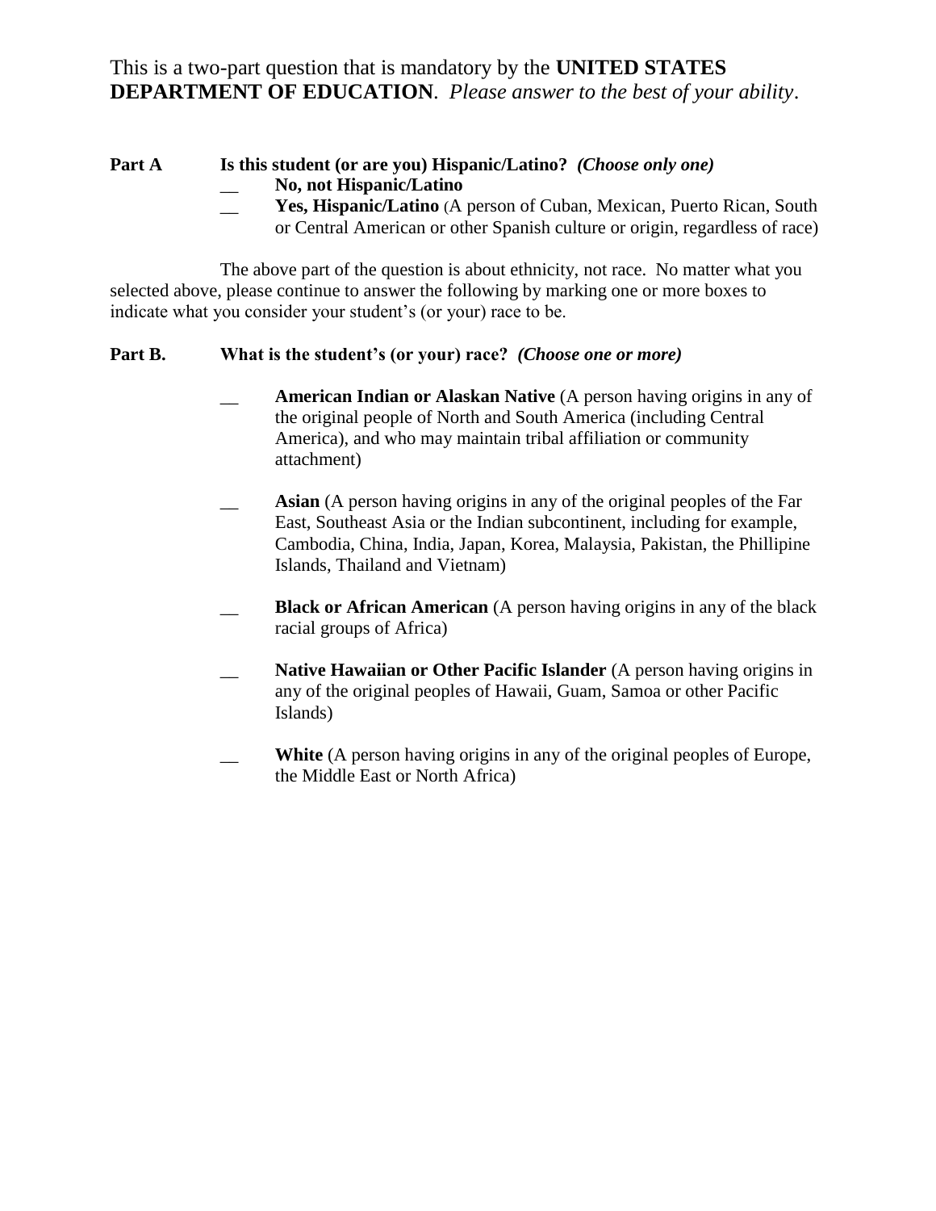This is a two-part question that is mandatory by the **UNITED STATES DEPARTMENT OF EDUCATION**. *Please answer to the best of your ability*.

**Part A** **Is this student (or are you) Hispanic/Latino?** ***(Choose only one)***

__ **No, not Hispanic/Latino**

__ **Yes, Hispanic/Latino** (A person of Cuban, Mexican, Puerto Rican, South or Central American or other Spanish culture or origin, regardless of race)

The above part of the question is about ethnicity, not race. No matter what you selected above, please continue to answer the following by marking one or more boxes to indicate what you consider your student's (or your) race to be.

**Part B.** **What is the student's (or your) race?** ***(Choose one or more)***

__ **American Indian or Alaskan Native** (A person having origins in any of the original people of North and South America (including Central America), and who may maintain tribal affiliation or community attachment)

__ **Asian** (A person having origins in any of the original peoples of the Far East, Southeast Asia or the Indian subcontinent, including for example, Cambodia, China, India, Japan, Korea, Malaysia, Pakistan, the Phillipine Islands, Thailand and Vietnam)

__ **Black or African American** (A person having origins in any of the black racial groups of Africa)

__ **Native Hawaiian or Other Pacific Islander** (A person having origins in any of the original peoples of Hawaii, Guam, Samoa or other Pacific Islands)

__ **White** (A person having origins in any of the original peoples of Europe, the Middle East or North Africa)